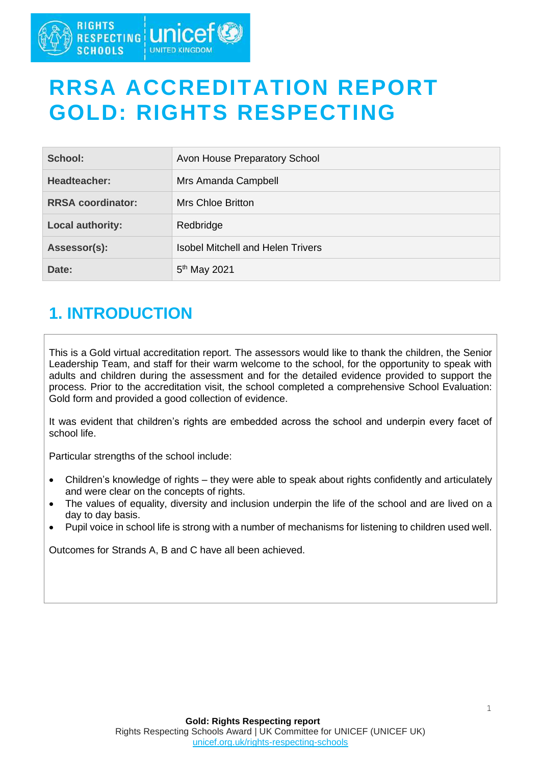# RRSA ACCREDITATION REPORT GOLD: RIGHTS RESPECTING

| | |
|---|---|
| **School:** | Avon House Preparatory School |
| **Headteacher:** | Mrs Amanda Campbell |
| **RRSA coordinator:** | Mrs Chloe Britton |
| **Local authority:** | Redbridge |
| **Assessor(s):** | Isobel Mitchell and Helen Trivers |
| **Date:** | 5th May 2021 |

## 1. INTRODUCTION

This is a Gold virtual accreditation report. The assessors would like to thank the children, the Senior Leadership Team, and staff for their warm welcome to the school, for the opportunity to speak with adults and children during the assessment and for the detailed evidence provided to support the process. Prior to the accreditation visit, the school completed a comprehensive School Evaluation: Gold form and provided a good collection of evidence.

It was evident that children's rights are embedded across the school and underpin every facet of school life.

Particular strengths of the school include:

- Children's knowledge of rights – they were able to speak about rights confidently and articulately and were clear on the concepts of rights.
- The values of equality, diversity and inclusion underpin the life of the school and are lived on a day to day basis.
- Pupil voice in school life is strong with a number of mechanisms for listening to children used well.

Outcomes for Strands A, B and C have all been achieved.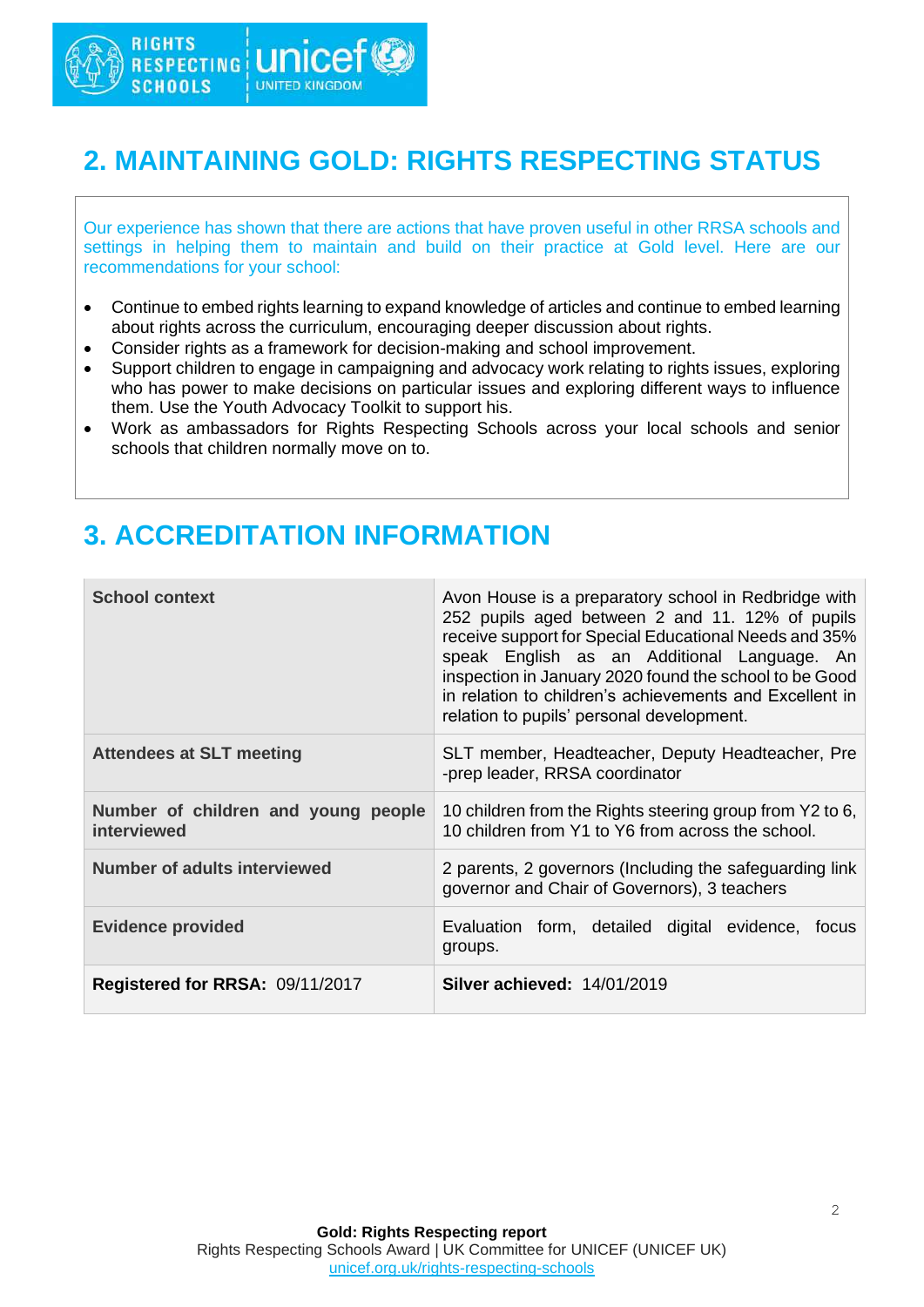## 2. MAINTAINING GOLD: RIGHTS RESPECTING STATUS

Our experience has shown that there are actions that have proven useful in other RRSA schools and settings in helping them to maintain and build on their practice at Gold level. Here are our recommendations for your school:

- Continue to embed rights learning to expand knowledge of articles and continue to embed learning about rights across the curriculum, encouraging deeper discussion about rights.
- Consider rights as a framework for decision-making and school improvement.
- Support children to engage in campaigning and advocacy work relating to rights issues, exploring who has power to make decisions on particular issues and exploring different ways to influence them. Use the Youth Advocacy Toolkit to support his.
- Work as ambassadors for Rights Respecting Schools across your local schools and senior schools that children normally move on to.

## 3. ACCREDITATION INFORMATION

| | |
|---|---|
| **School context** | Avon House is a preparatory school in Redbridge with 252 pupils aged between 2 and 11. 12% of pupils receive support for Special Educational Needs and 35% speak English as an Additional Language. An inspection in January 2020 found the school to be Good in relation to children's achievements and Excellent in relation to pupils' personal development. |
| **Attendees at SLT meeting** | SLT member, Headteacher, Deputy Headteacher, Pre -prep leader, RRSA coordinator |
| **Number of children and young people interviewed** | 10 children from the Rights steering group from Y2 to 6, 10 children from Y1 to Y6 from across the school. |
| **Number of adults interviewed** | 2 parents, 2 governors (Including the safeguarding link governor and Chair of Governors), 3 teachers |
| **Evidence provided** | Evaluation form, detailed digital evidence, focus groups. |
| **Registered for RRSA:** 09/11/2017 | **Silver achieved:** 14/01/2019 |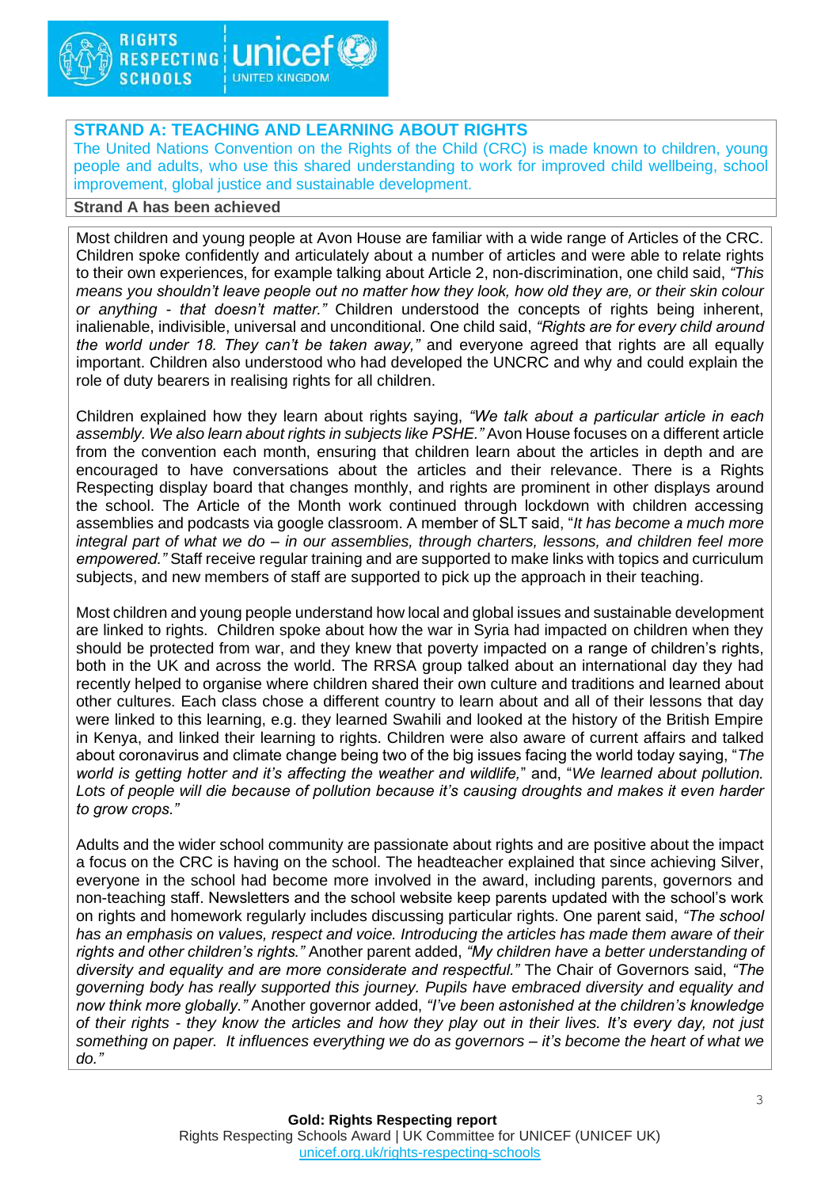## STRAND A: TEACHING AND LEARNING ABOUT RIGHTS

The United Nations Convention on the Rights of the Child (CRC) is made known to children, young people and adults, who use this shared understanding to work for improved child wellbeing, school improvement, global justice and sustainable development.

**Strand A has been achieved**

Most children and young people at Avon House are familiar with a wide range of Articles of the CRC. Children spoke confidently and articulately about a number of articles and were able to relate rights to their own experiences, for example talking about Article 2, non-discrimination, one child said, *"This means you shouldn't leave people out no matter how they look, how old they are, or their skin colour or anything - that doesn't matter."* Children understood the concepts of rights being inherent, inalienable, indivisible, universal and unconditional. One child said, *"Rights are for every child around the world under 18. They can't be taken away,"* and everyone agreed that rights are all equally important. Children also understood who had developed the UNCRC and why and could explain the role of duty bearers in realising rights for all children.

Children explained how they learn about rights saying, *"We talk about a particular article in each assembly. We also learn about rights in subjects like PSHE."* Avon House focuses on a different article from the convention each month, ensuring that children learn about the articles in depth and are encouraged to have conversations about the articles and their relevance. There is a Rights Respecting display board that changes monthly, and rights are prominent in other displays around the school. The Article of the Month work continued through lockdown with children accessing assemblies and podcasts via google classroom. A member of SLT said, "*It has become a much more integral part of what we do – in our assemblies, through charters, lessons, and children feel more empowered."* Staff receive regular training and are supported to make links with topics and curriculum subjects, and new members of staff are supported to pick up the approach in their teaching.

Most children and young people understand how local and global issues and sustainable development are linked to rights. Children spoke about how the war in Syria had impacted on children when they should be protected from war, and they knew that poverty impacted on a range of children's rights, both in the UK and across the world. The RRSA group talked about an international day they had recently helped to organise where children shared their own culture and traditions and learned about other cultures. Each class chose a different country to learn about and all of their lessons that day were linked to this learning, e.g. they learned Swahili and looked at the history of the British Empire in Kenya, and linked their learning to rights. Children were also aware of current affairs and talked about coronavirus and climate change being two of the big issues facing the world today saying, "*The world is getting hotter and it's affecting the weather and wildlife,*" and, "*We learned about pollution. Lots of people will die because of pollution because it's causing droughts and makes it even harder to grow crops."*

Adults and the wider school community are passionate about rights and are positive about the impact a focus on the CRC is having on the school. The headteacher explained that since achieving Silver, everyone in the school had become more involved in the award, including parents, governors and non-teaching staff. Newsletters and the school website keep parents updated with the school's work on rights and homework regularly includes discussing particular rights. One parent said, *"The school has an emphasis on values, respect and voice. Introducing the articles has made them aware of their rights and other children's rights."* Another parent added, *"My children have a better understanding of diversity and equality and are more considerate and respectful."* The Chair of Governors said, *"The governing body has really supported this journey. Pupils have embraced diversity and equality and now think more globally."* Another governor added, *"I've been astonished at the children's knowledge of their rights - they know the articles and how they play out in their lives. It's every day, not just something on paper. It influences everything we do as governors – it's become the heart of what we do."*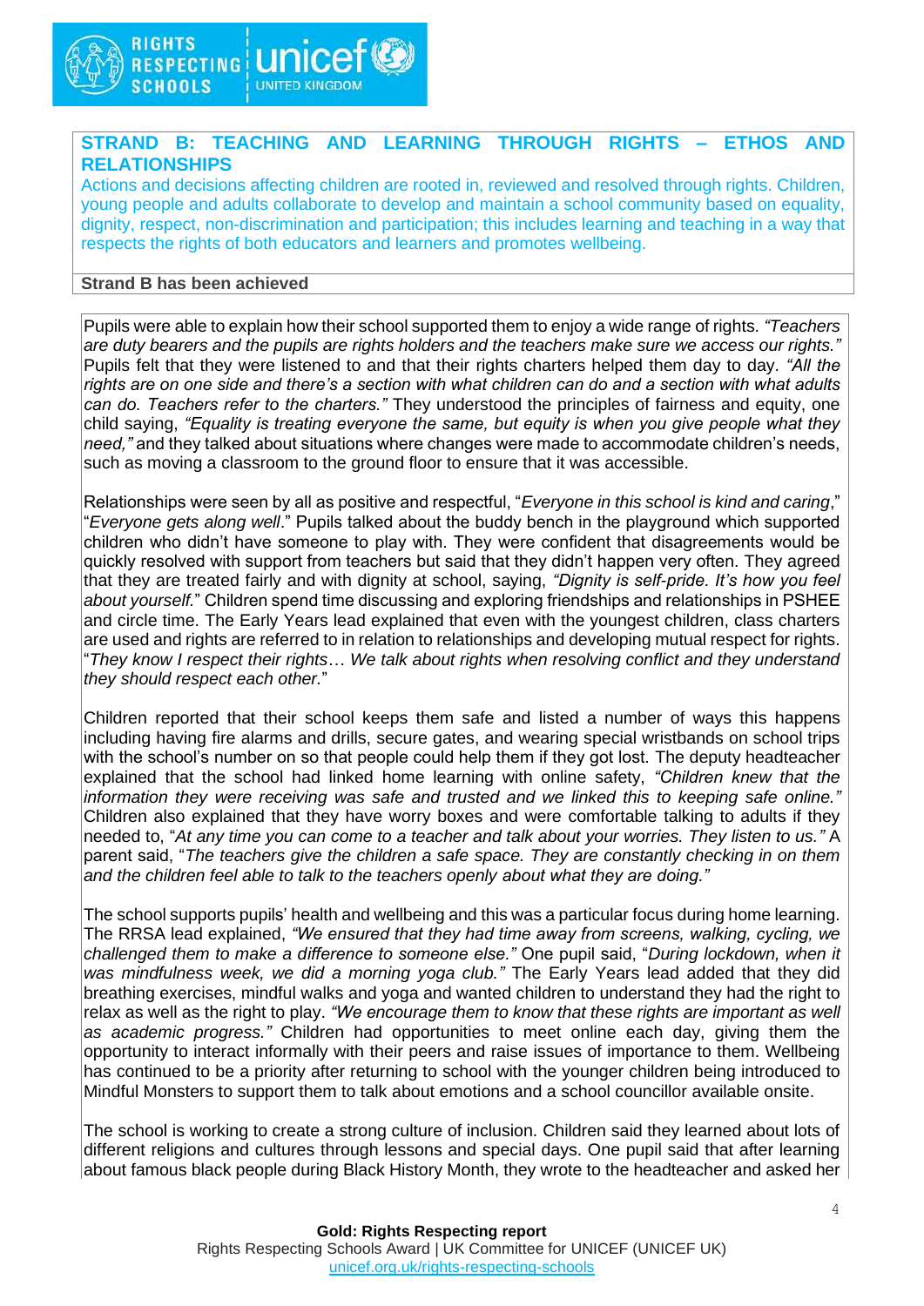## STRAND B: TEACHING AND LEARNING THROUGH RIGHTS – ETHOS AND RELATIONSHIPS

Actions and decisions affecting children are rooted in, reviewed and resolved through rights. Children, young people and adults collaborate to develop and maintain a school community based on equality, dignity, respect, non-discrimination and participation; this includes learning and teaching in a way that respects the rights of both educators and learners and promotes wellbeing.

**Strand B has been achieved**

Pupils were able to explain how their school supported them to enjoy a wide range of rights. *"Teachers are duty bearers and the pupils are rights holders and the teachers make sure we access our rights."* Pupils felt that they were listened to and that their rights charters helped them day to day. *"All the rights are on one side and there's a section with what children can do and a section with what adults can do. Teachers refer to the charters."* They understood the principles of fairness and equity, one child saying, *"Equality is treating everyone the same, but equity is when you give people what they need,"* and they talked about situations where changes were made to accommodate children's needs, such as moving a classroom to the ground floor to ensure that it was accessible.

Relationships were seen by all as positive and respectful, "*Everyone in this school is kind and caring*," "*Everyone gets along well*." Pupils talked about the buddy bench in the playground which supported children who didn't have someone to play with. They were confident that disagreements would be quickly resolved with support from teachers but said that they didn't happen very often. They agreed that they are treated fairly and with dignity at school, saying, *"Dignity is self-pride. It's how you feel about yourself.*" Children spend time discussing and exploring friendships and relationships in PSHEE and circle time. The Early Years lead explained that even with the youngest children, class charters are used and rights are referred to in relation to relationships and developing mutual respect for rights. "*They know I respect their rights… We talk about rights when resolving conflict and they understand they should respect each other.*"

Children reported that their school keeps them safe and listed a number of ways this happens including having fire alarms and drills, secure gates, and wearing special wristbands on school trips with the school's number on so that people could help them if they got lost. The deputy headteacher explained that the school had linked home learning with online safety, *"Children knew that the information they were receiving was safe and trusted and we linked this to keeping safe online."* Children also explained that they have worry boxes and were comfortable talking to adults if they needed to, "*At any time you can come to a teacher and talk about your worries. They listen to us."* A parent said, "*The teachers give the children a safe space. They are constantly checking in on them and the children feel able to talk to the teachers openly about what they are doing."*

The school supports pupils' health and wellbeing and this was a particular focus during home learning. The RRSA lead explained, *"We ensured that they had time away from screens, walking, cycling, we challenged them to make a difference to someone else."* One pupil said, "*During lockdown, when it was mindfulness week, we did a morning yoga club."* The Early Years lead added that they did breathing exercises, mindful walks and yoga and wanted children to understand they had the right to relax as well as the right to play. *"We encourage them to know that these rights are important as well as academic progress."* Children had opportunities to meet online each day, giving them the opportunity to interact informally with their peers and raise issues of importance to them. Wellbeing has continued to be a priority after returning to school with the younger children being introduced to Mindful Monsters to support them to talk about emotions and a school councillor available onsite.

The school is working to create a strong culture of inclusion. Children said they learned about lots of different religions and cultures through lessons and special days. One pupil said that after learning about famous black people during Black History Month, they wrote to the headteacher and asked her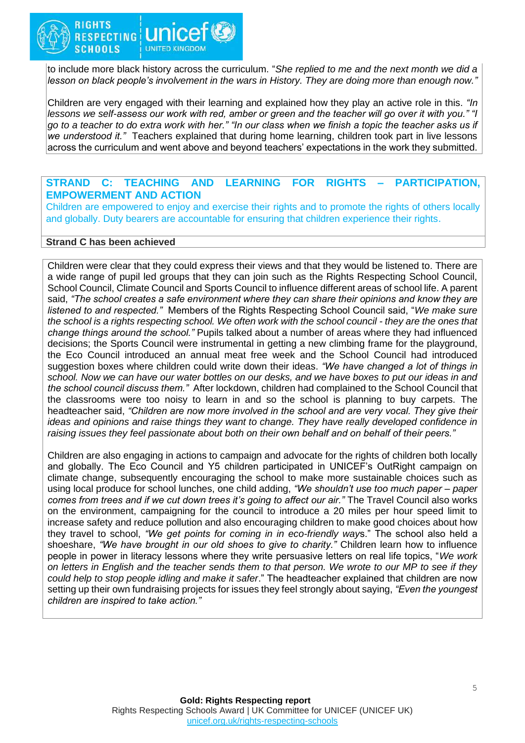to include more black history across the curriculum. "*She replied to me and the next month we did a lesson on black people's involvement in the wars in History. They are doing more than enough now."*

Children are very engaged with their learning and explained how they play an active role in this. *"In lessons we self-assess our work with red, amber or green and the teacher will go over it with you." "I go to a teacher to do extra work with her." "In our class when we finish a topic the teacher asks us if we understand it."* Teachers explained that during home learning, children took part in live lessons across the curriculum and went above and beyond teachers' expectations in the work they submitted.

## STRAND C: TEACHING AND LEARNING FOR RIGHTS – PARTICIPATION, EMPOWERMENT AND ACTION

Children are empowered to enjoy and exercise their rights and to promote the rights of others locally and globally. Duty bearers are accountable for ensuring that children experience their rights.

**Strand C has been achieved**

Children were clear that they could express their views and that they would be listened to. There are a wide range of pupil led groups that they can join such as the Rights Respecting School Council, School Council, Climate Council and Sports Council to influence different areas of school life. A parent said, *"The school creates a safe environment where they can share their opinions and know they are listened to and respected."* Members of the Rights Respecting School Council said, "*We make sure the school is a rights respecting school. We often work with the school council - they are the ones that change things around the school."* Pupils talked about a number of areas where they had influenced decisions; the Sports Council were instrumental in getting a new climbing frame for the playground, the Eco Council introduced an annual meat free week and the School Council had introduced suggestion boxes where children could write down their ideas. *"We have changed a lot of things in school. Now we can have our water bottles on our desks, and we have boxes to put our ideas in and the school council discuss them."* After lockdown, children had complained to the School Council that the classrooms were too noisy to learn in and so the school is planning to buy carpets. The headteacher said, *"Children are now more involved in the school and are very vocal. They give their ideas and opinions and raise things they want to change. They have really developed confidence in raising issues they feel passionate about both on their own behalf and on behalf of their peers."*

Children are also engaging in actions to campaign and advocate for the rights of children both locally and globally. The Eco Council and Y5 children participated in UNICEF's OutRight campaign on climate change, subsequently encouraging the school to make more sustainable choices such as using local produce for school lunches, one child adding, *"We shouldn't use too much paper – paper comes from trees and if we cut down trees it's going to affect our air."* The Travel Council also works on the environment, campaigning for the council to introduce a 20 miles per hour speed limit to increase safety and reduce pollution and also encouraging children to make good choices about how they travel to school, *"We get points for coming in in eco-friendly way*s." The school also held a shoeshare, *"We have brought in our old shoes to give to charity."* Children learn how to influence people in power in literacy lessons where they write persuasive letters on real life topics, "*We work on letters in English and the teacher sends them to that person. We wrote to our MP to see if they could help to stop people idling and make it safer*." The headteacher explained that children are now setting up their own fundraising projects for issues they feel strongly about saying, *"Even the youngest children are inspired to take action."*